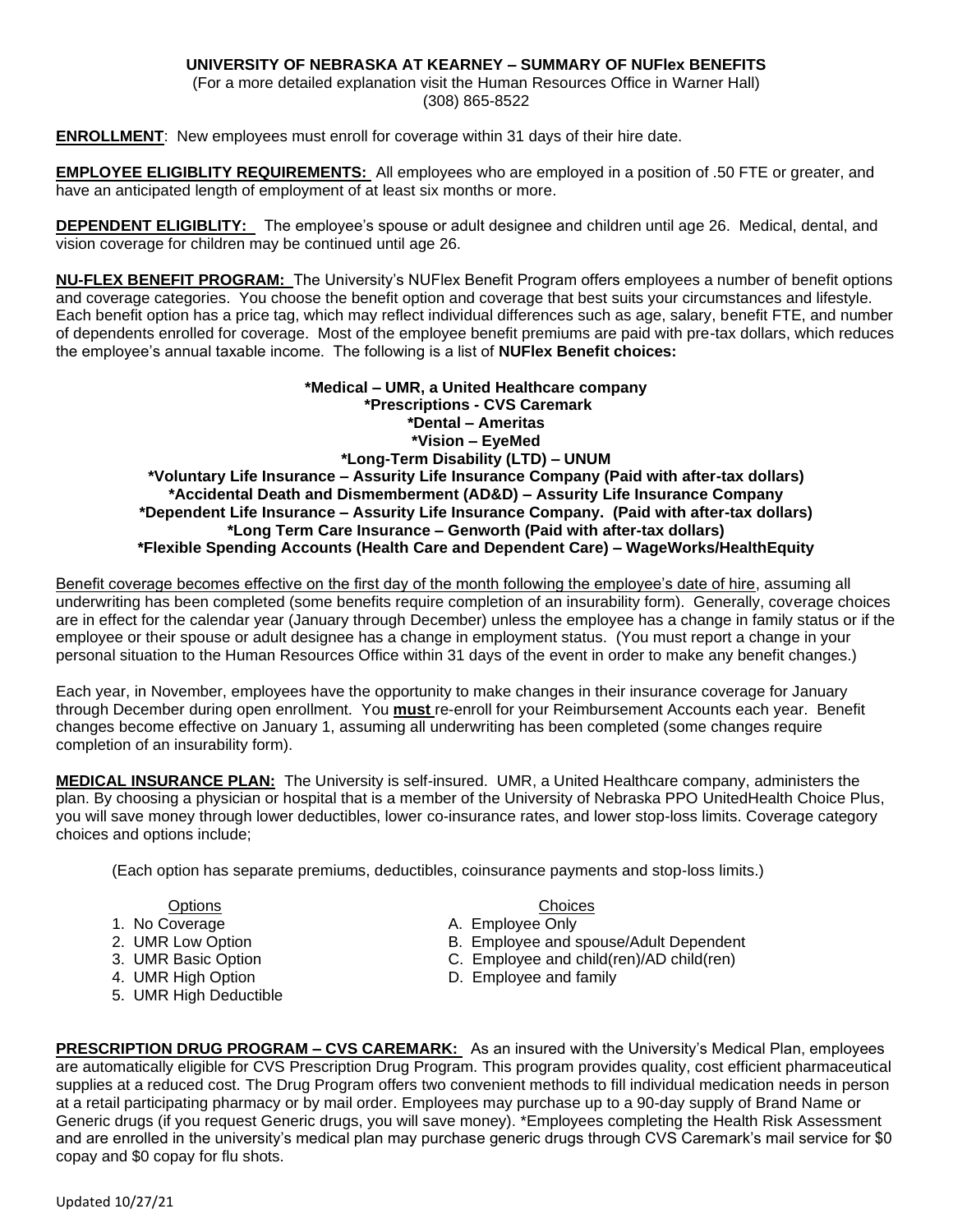# UNIVERSITY OF NEBRASKA AT KEARNEY – SUMMARY OF NUFlex BENEFITS

(For a more detailed explanation visit the Human Resources Office in Warner Hall)
(308) 865-8522

**ENROLLMENT**: New employees must enroll for coverage within 31 days of their hire date.

**EMPLOYEE ELIGIBLITY REQUIREMENTS:** All employees who are employed in a position of .50 FTE or greater, and have an anticipated length of employment of at least six months or more.

**DEPENDENT ELIGIBLITY:** The employee's spouse or adult designee and children until age 26. Medical, dental, and vision coverage for children may be continued until age 26.

**NU-FLEX BENEFIT PROGRAM:** The University's NUFlex Benefit Program offers employees a number of benefit options and coverage categories. You choose the benefit option and coverage that best suits your circumstances and lifestyle. Each benefit option has a price tag, which may reflect individual differences such as age, salary, benefit FTE, and number of dependents enrolled for coverage. Most of the employee benefit premiums are paid with pre-tax dollars, which reduces the employee's annual taxable income. The following is a list of **NUFlex Benefit choices:**

**\*Medical – UMR, a United Healthcare company**
**\*Prescriptions - CVS Caremark**
**\*Dental – Ameritas**
**\*Vision – EyeMed**
**\*Long-Term Disability (LTD) – UNUM**
**\*Voluntary Life Insurance – Assurity Life Insurance Company (Paid with after-tax dollars)**
**\*Accidental Death and Dismemberment (AD&D) – Assurity Life Insurance Company**
**\*Dependent Life Insurance – Assurity Life Insurance Company. (Paid with after-tax dollars)**
**\*Long Term Care Insurance – Genworth (Paid with after-tax dollars)**
**\*Flexible Spending Accounts (Health Care and Dependent Care) – WageWorks/HealthEquity**

Benefit coverage becomes effective on the first day of the month following the employee's date of hire, assuming all underwriting has been completed (some benefits require completion of an insurability form). Generally, coverage choices are in effect for the calendar year (January through December) unless the employee has a change in family status or if the employee or their spouse or adult designee has a change in employment status. (You must report a change in your personal situation to the Human Resources Office within 31 days of the event in order to make any benefit changes.)

Each year, in November, employees have the opportunity to make changes in their insurance coverage for January through December during open enrollment. You **must** re-enroll for your Reimbursement Accounts each year. Benefit changes become effective on January 1, assuming all underwriting has been completed (some changes require completion of an insurability form).

**MEDICAL INSURANCE PLAN:** The University is self-insured. UMR, a United Healthcare company, administers the plan. By choosing a physician or hospital that is a member of the University of Nebraska PPO UnitedHealth Choice Plus, you will save money through lower deductibles, lower co-insurance rates, and lower stop-loss limits. Coverage category choices and options include;

(Each option has separate premiums, deductibles, coinsurance payments and stop-loss limits.)

| Options | Choices |
| --- | --- |
| 1. No Coverage | A. Employee Only |
| 2. UMR Low Option | B. Employee and spouse/Adult Dependent |
| 3. UMR Basic Option | C. Employee and child(ren)/AD child(ren) |
| 4. UMR High Option | D. Employee and family |
| 5. UMR High Deductible | |

**PRESCRIPTION DRUG PROGRAM – CVS CAREMARK:** As an insured with the University's Medical Plan, employees are automatically eligible for CVS Prescription Drug Program. This program provides quality, cost efficient pharmaceutical supplies at a reduced cost. The Drug Program offers two convenient methods to fill individual medication needs in person at a retail participating pharmacy or by mail order. Employees may purchase up to a 90-day supply of Brand Name or Generic drugs (if you request Generic drugs, you will save money). \*Employees completing the Health Risk Assessment and are enrolled in the university's medical plan may purchase generic drugs through CVS Caremark's mail service for $0 copay and $0 copay for flu shots.

Updated 10/27/21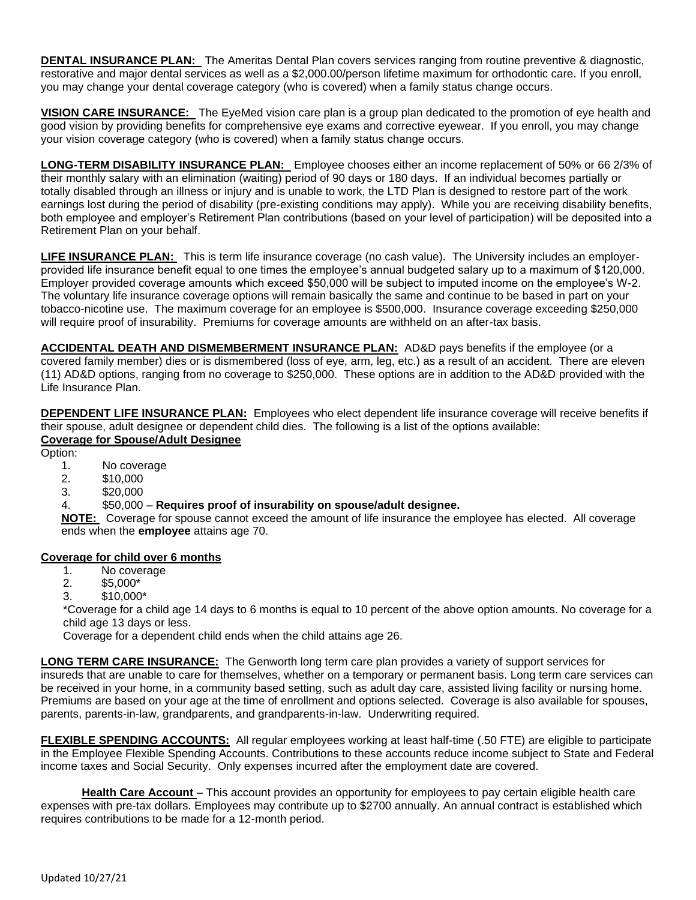**DENTAL INSURANCE PLAN:** The Ameritas Dental Plan covers services ranging from routine preventive & diagnostic, restorative and major dental services as well as a $2,000.00/person lifetime maximum for orthodontic care. If you enroll, you may change your dental coverage category (who is covered) when a family status change occurs.

**VISION CARE INSURANCE:** The EyeMed vision care plan is a group plan dedicated to the promotion of eye health and good vision by providing benefits for comprehensive eye exams and corrective eyewear. If you enroll, you may change your vision coverage category (who is covered) when a family status change occurs.

**LONG-TERM DISABILITY INSURANCE PLAN:** Employee chooses either an income replacement of 50% or 66 2/3% of their monthly salary with an elimination (waiting) period of 90 days or 180 days. If an individual becomes partially or totally disabled through an illness or injury and is unable to work, the LTD Plan is designed to restore part of the work earnings lost during the period of disability (pre-existing conditions may apply). While you are receiving disability benefits, both employee and employer's Retirement Plan contributions (based on your level of participation) will be deposited into a Retirement Plan on your behalf.

**LIFE INSURANCE PLAN:** This is term life insurance coverage (no cash value). The University includes an employer-provided life insurance benefit equal to one times the employee's annual budgeted salary up to a maximum of $120,000. Employer provided coverage amounts which exceed $50,000 will be subject to imputed income on the employee's W-2. The voluntary life insurance coverage options will remain basically the same and continue to be based in part on your tobacco-nicotine use. The maximum coverage for an employee is $500,000. Insurance coverage exceeding $250,000 will require proof of insurability. Premiums for coverage amounts are withheld on an after-tax basis.

**ACCIDENTAL DEATH AND DISMEMBERMENT INSURANCE PLAN:** AD&D pays benefits if the employee (or a covered family member) dies or is dismembered (loss of eye, arm, leg, etc.) as a result of an accident. There are eleven (11) AD&D options, ranging from no coverage to $250,000. These options are in addition to the AD&D provided with the Life Insurance Plan.

**DEPENDENT LIFE INSURANCE PLAN:** Employees who elect dependent life insurance coverage will receive benefits if their spouse, adult designee or dependent child dies. The following is a list of the options available:

**Coverage for Spouse/Adult Designee**

Option:

1. No coverage
2. $10,000
3. $20,000
4. $50,000 – **Requires proof of insurability on spouse/adult designee.**

**NOTE:** Coverage for spouse cannot exceed the amount of life insurance the employee has elected. All coverage ends when the **employee** attains age 70.

**Coverage for child over 6 months**

1. No coverage
2. $5,000*
3. $10,000*

*Coverage for a child age 14 days to 6 months is equal to 10 percent of the above option amounts. No coverage for a child age 13 days or less.

Coverage for a dependent child ends when the child attains age 26.

**LONG TERM CARE INSURANCE:** The Genworth long term care plan provides a variety of support services for insureds that are unable to care for themselves, whether on a temporary or permanent basis. Long term care services can be received in your home, in a community based setting, such as adult day care, assisted living facility or nursing home. Premiums are based on your age at the time of enrollment and options selected. Coverage is also available for spouses, parents, parents-in-law, grandparents, and grandparents-in-law. Underwriting required.

**FLEXIBLE SPENDING ACCOUNTS:** All regular employees working at least half-time (.50 FTE) are eligible to participate in the Employee Flexible Spending Accounts. Contributions to these accounts reduce income subject to State and Federal income taxes and Social Security. Only expenses incurred after the employment date are covered.

**Health Care Account** – This account provides an opportunity for employees to pay certain eligible health care expenses with pre-tax dollars. Employees may contribute up to $2700 annually. An annual contract is established which requires contributions to be made for a 12-month period.

Updated 10/27/21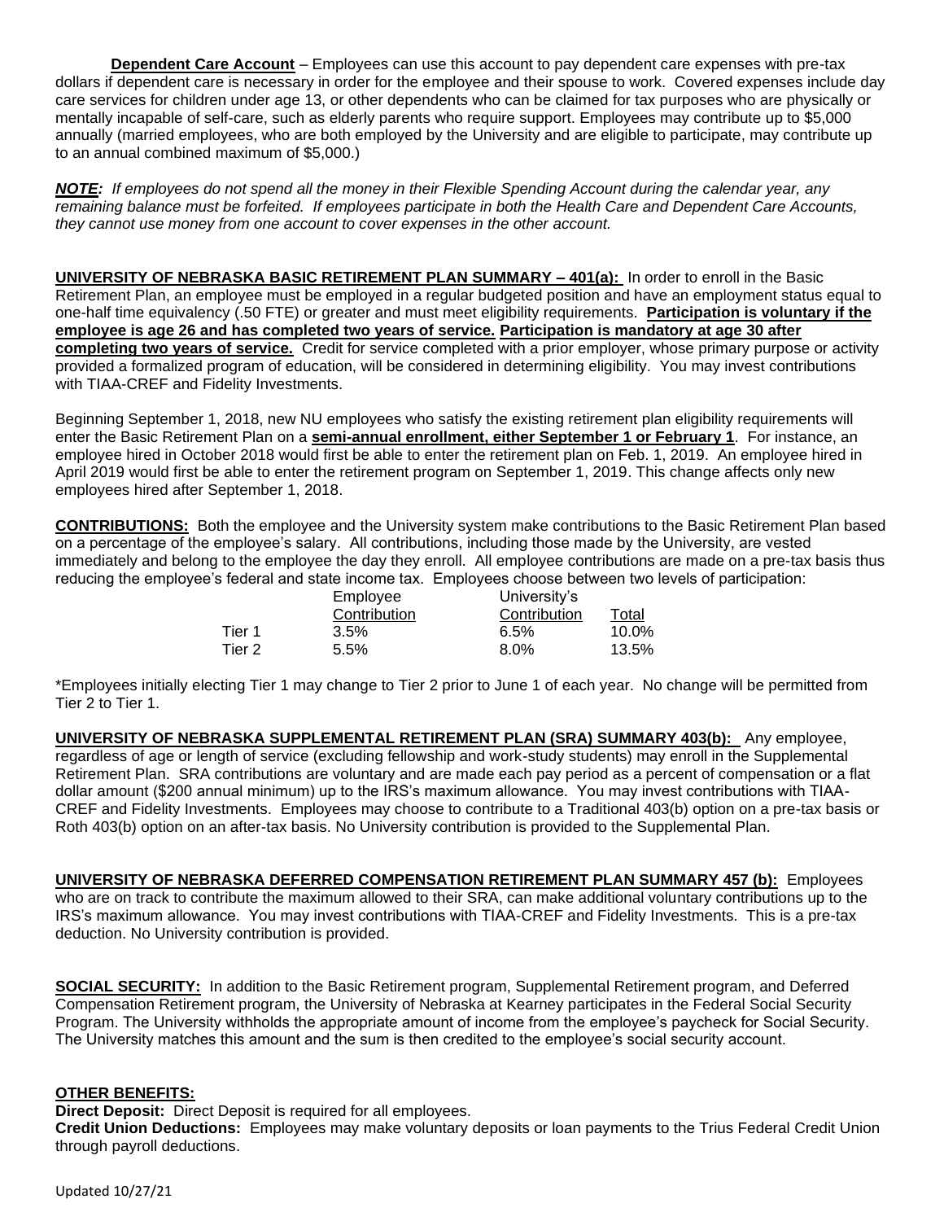**Dependent Care Account** – Employees can use this account to pay dependent care expenses with pre-tax dollars if dependent care is necessary in order for the employee and their spouse to work. Covered expenses include day care services for children under age 13, or other dependents who can be claimed for tax purposes who are physically or mentally incapable of self-care, such as elderly parents who require support. Employees may contribute up to $5,000 annually (married employees, who are both employed by the University and are eligible to participate, may contribute up to an annual combined maximum of $5,000.)

***NOTE:*** *If employees do not spend all the money in their Flexible Spending Account during the calendar year, any remaining balance must be forfeited. If employees participate in both the Health Care and Dependent Care Accounts, they cannot use money from one account to cover expenses in the other account.*

**UNIVERSITY OF NEBRASKA BASIC RETIREMENT PLAN SUMMARY – 401(a):** In order to enroll in the Basic Retirement Plan, an employee must be employed in a regular budgeted position and have an employment status equal to one-half time equivalency (.50 FTE) or greater and must meet eligibility requirements. **Participation is voluntary if the employee is age 26 and has completed two years of service. Participation is mandatory at age 30 after completing two years of service.** Credit for service completed with a prior employer, whose primary purpose or activity provided a formalized program of education, will be considered in determining eligibility. You may invest contributions with TIAA-CREF and Fidelity Investments.

Beginning September 1, 2018, new NU employees who satisfy the existing retirement plan eligibility requirements will enter the Basic Retirement Plan on a **semi-annual enrollment, either September 1 or February 1**. For instance, an employee hired in October 2018 would first be able to enter the retirement plan on Feb. 1, 2019. An employee hired in April 2019 would first be able to enter the retirement program on September 1, 2019. This change affects only new employees hired after September 1, 2018.

**CONTRIBUTIONS:** Both the employee and the University system make contributions to the Basic Retirement Plan based on a percentage of the employee's salary. All contributions, including those made by the University, are vested immediately and belong to the employee the day they enroll. All employee contributions are made on a pre-tax basis thus reducing the employee's federal and state income tax. Employees choose between two levels of participation:

| | Employee Contribution | University's Contribution | Total |
|---|---|---|---|
| Tier 1 | 3.5% | 6.5% | 10.0% |
| Tier 2 | 5.5% | 8.0% | 13.5% |

*Employees initially electing Tier 1 may change to Tier 2 prior to June 1 of each year. No change will be permitted from Tier 2 to Tier 1.

**UNIVERSITY OF NEBRASKA SUPPLEMENTAL RETIREMENT PLAN (SRA) SUMMARY 403(b):** Any employee, regardless of age or length of service (excluding fellowship and work-study students) may enroll in the Supplemental Retirement Plan. SRA contributions are voluntary and are made each pay period as a percent of compensation or a flat dollar amount ($200 annual minimum) up to the IRS's maximum allowance. You may invest contributions with TIAA-CREF and Fidelity Investments. Employees may choose to contribute to a Traditional 403(b) option on a pre-tax basis or Roth 403(b) option on an after-tax basis. No University contribution is provided to the Supplemental Plan.

**UNIVERSITY OF NEBRASKA DEFERRED COMPENSATION RETIREMENT PLAN SUMMARY 457 (b):** Employees who are on track to contribute the maximum allowed to their SRA, can make additional voluntary contributions up to the IRS's maximum allowance. You may invest contributions with TIAA-CREF and Fidelity Investments. This is a pre-tax deduction. No University contribution is provided.

**SOCIAL SECURITY:** In addition to the Basic Retirement program, Supplemental Retirement program, and Deferred Compensation Retirement program, the University of Nebraska at Kearney participates in the Federal Social Security Program. The University withholds the appropriate amount of income from the employee's paycheck for Social Security. The University matches this amount and the sum is then credited to the employee's social security account.

**OTHER BENEFITS:**

**Direct Deposit:** Direct Deposit is required for all employees.

**Credit Union Deductions:** Employees may make voluntary deposits or loan payments to the Trius Federal Credit Union through payroll deductions.

Updated 10/27/21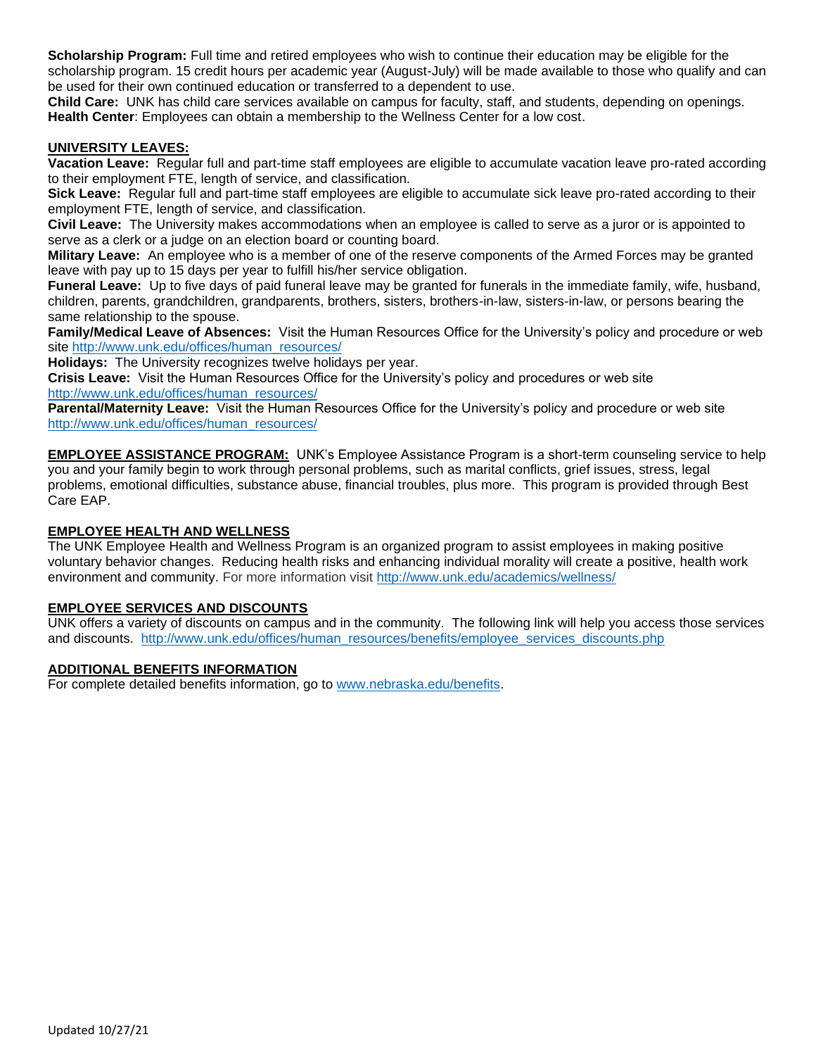**Scholarship Program:** Full time and retired employees who wish to continue their education may be eligible for the scholarship program. 15 credit hours per academic year (August-July) will be made available to those who qualify and can be used for their own continued education or transferred to a dependent to use.
**Child Care:** UNK has child care services available on campus for faculty, staff, and students, depending on openings.
**Health Center**: Employees can obtain a membership to the Wellness Center for a low cost.

## UNIVERSITY LEAVES:

**Vacation Leave:** Regular full and part-time staff employees are eligible to accumulate vacation leave pro-rated according to their employment FTE, length of service, and classification.
**Sick Leave:** Regular full and part-time staff employees are eligible to accumulate sick leave pro-rated according to their employment FTE, length of service, and classification.
**Civil Leave:** The University makes accommodations when an employee is called to serve as a juror or is appointed to serve as a clerk or a judge on an election board or counting board.
**Military Leave:** An employee who is a member of one of the reserve components of the Armed Forces may be granted leave with pay up to 15 days per year to fulfill his/her service obligation.
**Funeral Leave:** Up to five days of paid funeral leave may be granted for funerals in the immediate family, wife, husband, children, parents, grandchildren, grandparents, brothers, sisters, brothers-in-law, sisters-in-law, or persons bearing the same relationship to the spouse.
**Family/Medical Leave of Absences:** Visit the Human Resources Office for the University's policy and procedure or web site http://www.unk.edu/offices/human_resources/
**Holidays:** The University recognizes twelve holidays per year.
**Crisis Leave:** Visit the Human Resources Office for the University's policy and procedures or web site http://www.unk.edu/offices/human_resources/
**Parental/Maternity Leave:** Visit the Human Resources Office for the University's policy and procedure or web site http://www.unk.edu/offices/human_resources/

**EMPLOYEE ASSISTANCE PROGRAM:** UNK's Employee Assistance Program is a short-term counseling service to help you and your family begin to work through personal problems, such as marital conflicts, grief issues, stress, legal problems, emotional difficulties, substance abuse, financial troubles, plus more. This program is provided through Best Care EAP.

## EMPLOYEE HEALTH AND WELLNESS

The UNK Employee Health and Wellness Program is an organized program to assist employees in making positive voluntary behavior changes. Reducing health risks and enhancing individual morality will create a positive, health work environment and community. For more information visit http://www.unk.edu/academics/wellness/

## EMPLOYEE SERVICES AND DISCOUNTS

UNK offers a variety of discounts on campus and in the community. The following link will help you access those services and discounts. http://www.unk.edu/offices/human_resources/benefits/employee_services_discounts.php

## ADDITIONAL BENEFITS INFORMATION

For complete detailed benefits information, go to www.nebraska.edu/benefits.

Updated 10/27/21